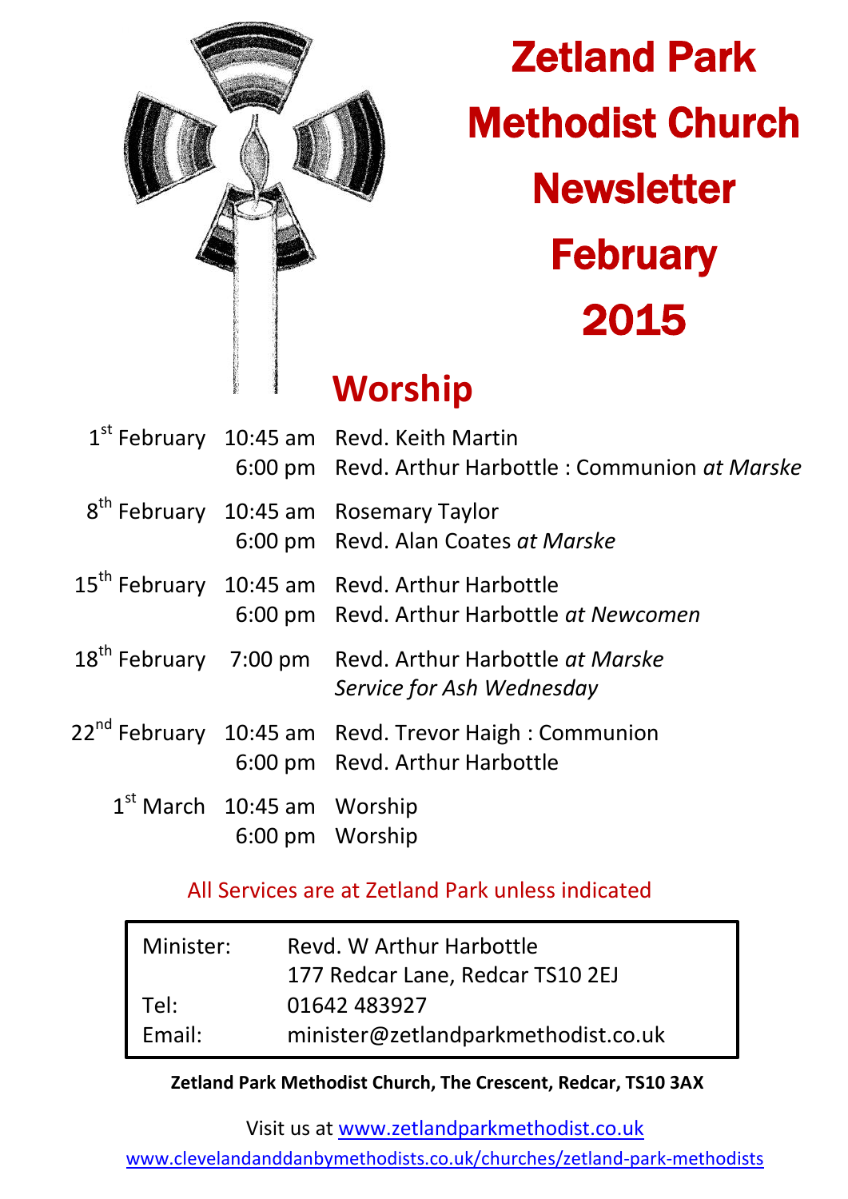# Zetland Park Methodist Church Newsletter February 2015

## Worship

| | | |
|---|---|---|
| 1st February | 10:45 am | Revd. Keith Martin |
| | 6:00 pm | Revd. Arthur Harbottle : Communion *at Marske* |
| 8th February | 10:45 am | Rosemary Taylor |
| | 6:00 pm | Revd. Alan Coates *at Marske* |
| 15th February | 10:45 am | Revd. Arthur Harbottle |
| | 6:00 pm | Revd. Arthur Harbottle *at Newcomen* |
| 18th February | 7:00 pm | Revd. Arthur Harbottle *at Marske* *Service for Ash Wednesday* |
| 22nd February | 10:45 am | Revd. Trevor Haigh : Communion |
| | 6:00 pm | Revd. Arthur Harbottle |
| 1st March | 10:45 am | Worship |
| | 6:00 pm | Worship |

All Services are at Zetland Park unless indicated

| | |
|---|---|
| Minister: | Revd. W Arthur Harbottle |
| | 177 Redcar Lane, Redcar TS10 2EJ |
| Tel: | 01642 483927 |
| Email: | minister@zetlandparkmethodist.co.uk |

**Zetland Park Methodist Church, The Crescent, Redcar, TS10 3AX**

Visit us at www.zetlandparkmethodist.co.uk

www.clevelandanddanbymethodists.co.uk/churches/zetland-park-methodists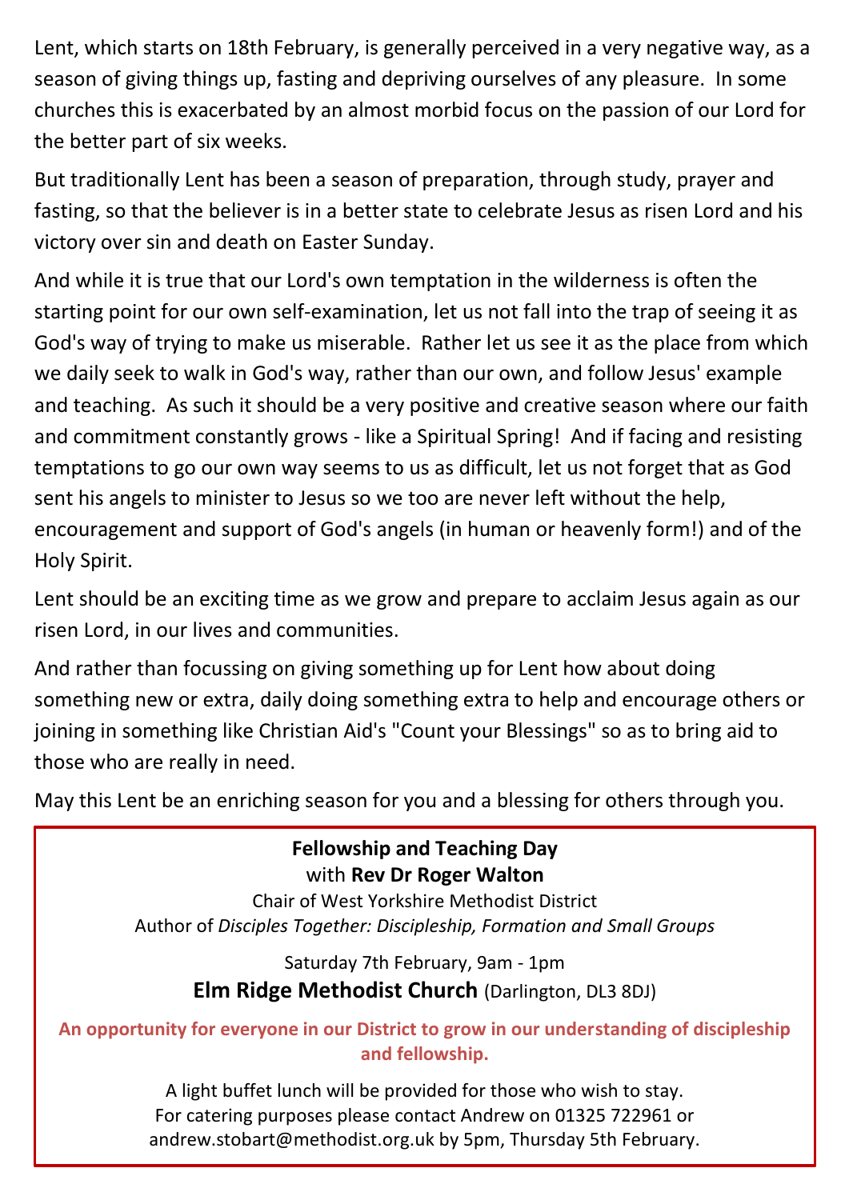Lent, which starts on 18th February, is generally perceived in a very negative way, as a season of giving things up, fasting and depriving ourselves of any pleasure. In some churches this is exacerbated by an almost morbid focus on the passion of our Lord for the better part of six weeks.

But traditionally Lent has been a season of preparation, through study, prayer and fasting, so that the believer is in a better state to celebrate Jesus as risen Lord and his victory over sin and death on Easter Sunday.

And while it is true that our Lord's own temptation in the wilderness is often the starting point for our own self-examination, let us not fall into the trap of seeing it as God's way of trying to make us miserable. Rather let us see it as the place from which we daily seek to walk in God's way, rather than our own, and follow Jesus' example and teaching. As such it should be a very positive and creative season where our faith and commitment constantly grows - like a Spiritual Spring! And if facing and resisting temptations to go our own way seems to us as difficult, let us not forget that as God sent his angels to minister to Jesus so we too are never left without the help, encouragement and support of God's angels (in human or heavenly form!) and of the Holy Spirit.

Lent should be an exciting time as we grow and prepare to acclaim Jesus again as our risen Lord, in our lives and communities.

And rather than focussing on giving something up for Lent how about doing something new or extra, daily doing something extra to help and encourage others or joining in something like Christian Aid's "Count your Blessings" so as to bring aid to those who are really in need.

May this Lent be an enriching season for you and a blessing for others through you.

---

**Fellowship and Teaching Day**
with **Rev Dr Roger Walton**

Chair of West Yorkshire Methodist District
Author of *Disciples Together: Discipleship, Formation and Small Groups*

Saturday 7th February, 9am - 1pm

**Elm Ridge Methodist Church** (Darlington, DL3 8DJ)

**An opportunity for everyone in our District to grow in our understanding of discipleship and fellowship.**

A light buffet lunch will be provided for those who wish to stay.
For catering purposes please contact Andrew on 01325 722961 or andrew.stobart@methodist.org.uk by 5pm, Thursday 5th February.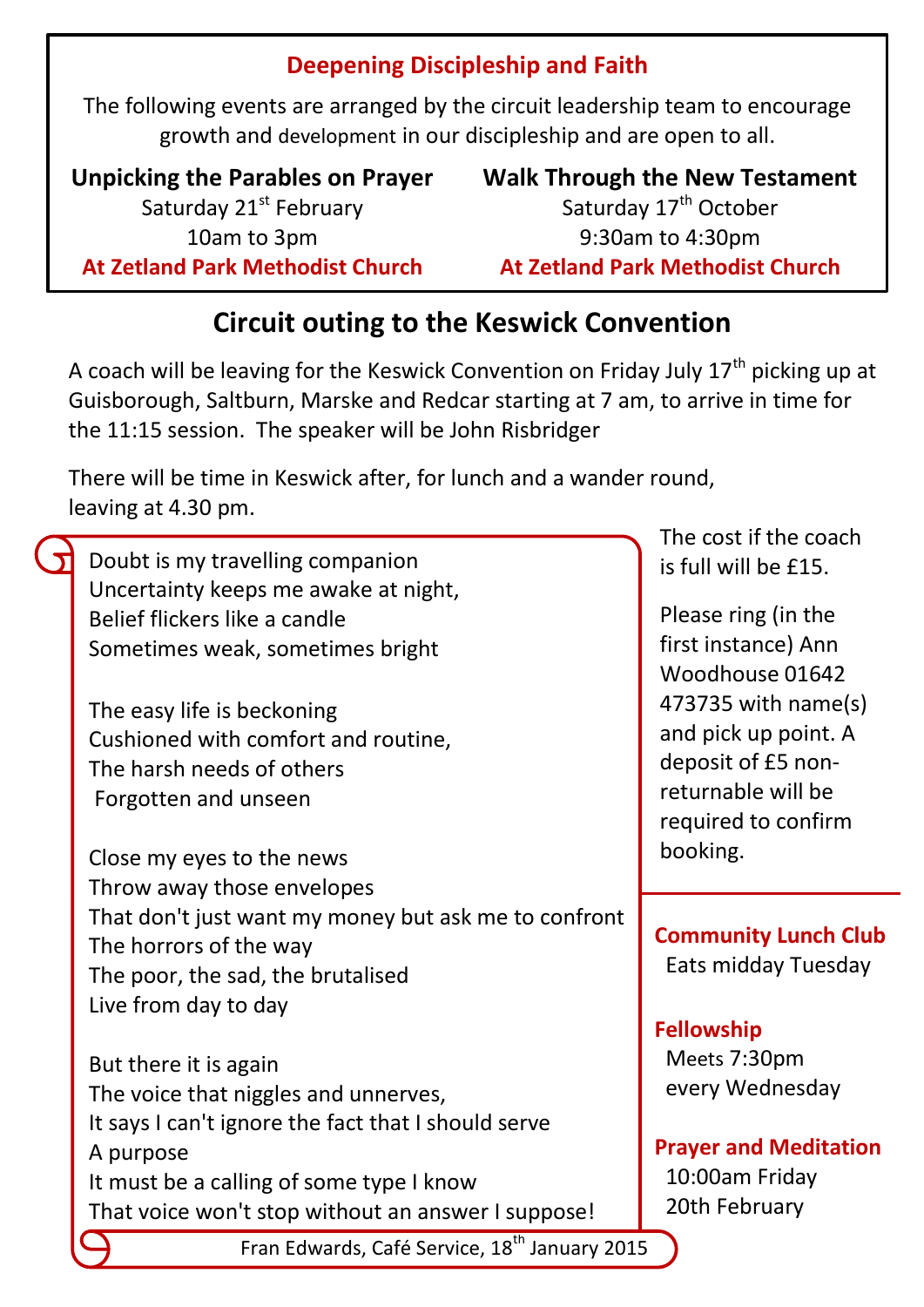## Deepening Discipleship and Faith

The following events are arranged by the circuit leadership team to encourage growth and development in our discipleship and are open to all.

**Unpicking the Parables on Prayer**
Saturday 21st February
10am to 3pm
**At Zetland Park Methodist Church**

**Walk Through the New Testament**
Saturday 17th October
9:30am to 4:30pm
**At Zetland Park Methodist Church**

## Circuit outing to the Keswick Convention

A coach will be leaving for the Keswick Convention on Friday July 17th picking up at Guisborough, Saltburn, Marske and Redcar starting at 7 am, to arrive in time for the 11:15 session. The speaker will be John Risbridger

There will be time in Keswick after, for lunch and a wander round, leaving at 4.30 pm.

The cost if the coach is full will be £15.

Please ring (in the first instance) Ann Woodhouse 01642 473735 with name(s) and pick up point. A deposit of £5 non-returnable will be required to confirm booking.

Doubt is my travelling companion
Uncertainty keeps me awake at night,
Belief flickers like a candle
Sometimes weak, sometimes bright

The easy life is beckoning
Cushioned with comfort and routine,
The harsh needs of others
Forgotten and unseen

Close my eyes to the news
Throw away those envelopes
That don't just want my money but ask me to confront
The horrors of the way
The poor, the sad, the brutalised
Live from day to day

But there it is again
The voice that niggles and unnerves,
It says I can't ignore the fact that I should serve
A purpose
It must be a calling of some type I know
That voice won't stop without an answer I suppose!

Fran Edwards, Café Service, 18th January 2015

**Community Lunch Club**
Eats midday Tuesday

**Fellowship**
Meets 7:30pm every Wednesday

**Prayer and Meditation**
10:00am Friday 20th February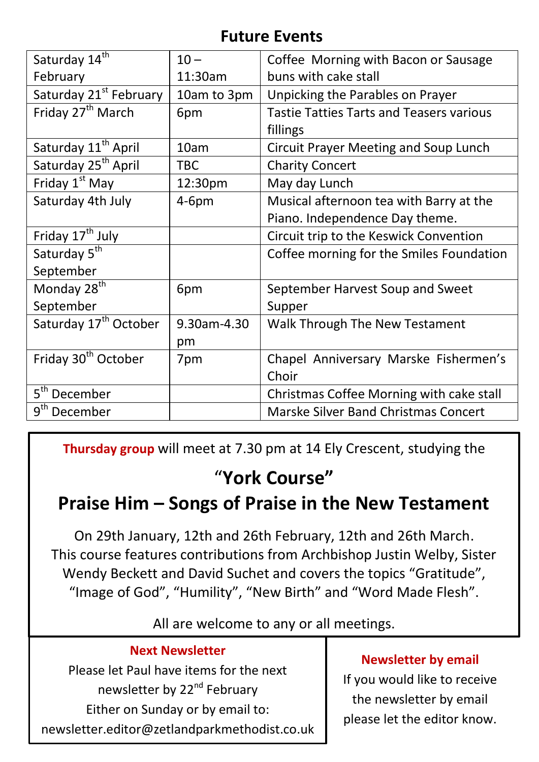## Future Events

| | | |
|---|---|---|
| Saturday 14th February | 10 – 11:30am | Coffee Morning with Bacon or Sausage buns with cake stall |
| Saturday 21st February | 10am to 3pm | Unpicking the Parables on Prayer |
| Friday 27th March | 6pm | Tastie Tatties Tarts and Teasers various fillings |
| Saturday 11th April | 10am | Circuit Prayer Meeting and Soup Lunch |
| Saturday 25th April | TBC | Charity Concert |
| Friday 1st May | 12:30pm | May day Lunch |
| Saturday 4th July | 4-6pm | Musical afternoon tea with Barry at the Piano. Independence Day theme. |
| Friday 17th July | | Circuit trip to the Keswick Convention |
| Saturday 5th September | | Coffee morning for the Smiles Foundation |
| Monday 28th September | 6pm | September Harvest Soup and Sweet Supper |
| Saturday 17th October | 9.30am-4.30 pm | Walk Through The New Testament |
| Friday 30th October | 7pm | Chapel Anniversary Marske Fishermen's Choir |
| 5th December | | Christmas Coffee Morning with cake stall |
| 9th December | | Marske Silver Band Christmas Concert |

**Thursday group** will meet at 7.30 pm at 14 Ely Crescent, studying the

## "York Course"
## Praise Him – Songs of Praise in the New Testament

On 29th January, 12th and 26th February, 12th and 26th March.
This course features contributions from Archbishop Justin Welby, Sister Wendy Beckett and David Suchet and covers the topics "Gratitude", "Image of God", "Humility", "New Birth" and "Word Made Flesh".

All are welcome to any or all meetings.

**Next Newsletter**

Please let Paul have items for the next newsletter by 22nd February
Either on Sunday or by email to:
newsletter.editor@zetlandparkmethodist.co.uk

**Newsletter by email**

If you would like to receive the newsletter by email please let the editor know.